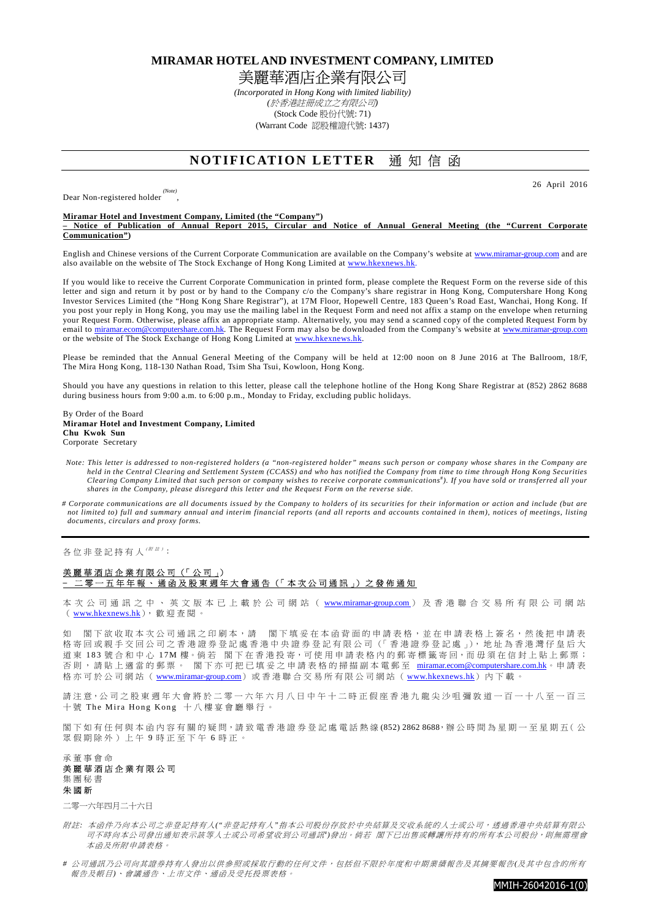# MIRAMAR HOTEL AND INVESTMENT COMPANY, LIMITED

# 美麗華酒店企業有限公司

*(Incorporated in Hong Kong with limited liability)*

*(於香港註冊成立之有限公司)*

(Stock Code 股份代號: 71)

(Warrant Code 認股權證代號: 1437)

## NOTIFICATION LETTER 通知信函

26 April 2016

Dear Non-registered holder *(Note)*,

**Miramar Hotel and Investment Company, Limited (the "Company")**
**– Notice of Publication of Annual Report 2015, Circular and Notice of Annual General Meeting (the "Current Corporate Communication")**

English and Chinese versions of the Current Corporate Communication are available on the Company's website at www.miramar-group.com and are also available on the website of The Stock Exchange of Hong Kong Limited at www.hkexnews.hk.

If you would like to receive the Current Corporate Communication in printed form, please complete the Request Form on the reverse side of this letter and sign and return it by post or by hand to the Company c/o the Company's share registrar in Hong Kong, Computershare Hong Kong Investor Services Limited (the "Hong Kong Share Registrar"), at 17M Floor, Hopewell Centre, 183 Queen's Road East, Wanchai, Hong Kong. If you post your reply in Hong Kong, you may use the mailing label in the Request Form and need not affix a stamp on the envelope when returning your Request Form. Otherwise, please affix an appropriate stamp. Alternatively, you may send a scanned copy of the completed Request Form by email to miramar.ecom@computershare.com.hk. The Request Form may also be downloaded from the Company's website at www.miramar-group.com or the website of The Stock Exchange of Hong Kong Limited at www.hkexnews.hk.

Please be reminded that the Annual General Meeting of the Company will be held at 12:00 noon on 8 June 2016 at The Ballroom, 18/F, The Mira Hong Kong, 118-130 Nathan Road, Tsim Sha Tsui, Kowloon, Hong Kong.

Should you have any questions in relation to this letter, please call the telephone hotline of the Hong Kong Share Registrar at (852) 2862 8688 during business hours from 9:00 a.m. to 6:00 p.m., Monday to Friday, excluding public holidays.

By Order of the Board
**Miramar Hotel and Investment Company, Limited**
**Chu Kwok Sun**
Corporate Secretary

*Note: This letter is addressed to non-registered holders (a "non-registered holder" means such person or company whose shares in the Company are held in the Central Clearing and Settlement System (CCASS) and who has notified the Company from time to time through Hong Kong Securities Clearing Company Limited that such person or company wishes to receive corporate communications#). If you have sold or transferred all your shares in the Company, please disregard this letter and the Request Form on the reverse side.*

*# Corporate communications are all documents issued by the Company to holders of its securities for their information or action and include (but are not limited to) full and summary annual and interim financial reports (and all reports and accounts contained in them), notices of meetings, listing documents, circulars and proxy forms.*

---

各位非登記持有人*(附註)*：

**美麗華酒店企業有限公司(「公司」)**
**－ 二零一五年年報、通函及股東週年大會通告(「本次公司通訊」)之發佈通知**

本次公司通訊之中、英文版本已上載於公司網站(www.miramar-group.com)及香港聯合交易所有限公司網站(www.hkexnews.hk)，歡迎查閱。

如 閣下欲收取本次公司通訊之印刷本，請 閣下填妥在本函背面的申請表格，並在申請表格上簽名，然後把申請表格寄回或親手交回公司之香港證券登記處香港中央證券登記有限公司(「香港證券登記處」)，地址為香港灣仔皇后大道東183號合和中心17M樓。倘若 閣下在香港投寄，可使用申請表格內的郵寄標籤寄回，而毋須在信封上貼上郵票；否則，請貼上適當的郵票。 閣下亦可把已填妥之申請表格的掃描副本電郵至 miramar.ecom@computershare.com.hk。申請表格亦可於公司網站(www.miramar-group.com)或香港聯合交易所有限公司網站(www.hkexnews.hk)內下載。

請注意，公司之股東週年大會將於二零一六年六月八日中午十二時正假座香港九龍尖沙咀彌敦道一百一十八至一百三十號 The Mira Hong Kong 十八樓宴會廳舉行。

閣下如有任何與本函內容有關的疑問，請致電香港證券登記處電話熱線(852) 2862 8688，辦公時間為星期一至星期五(公眾假期除外)上午9時正至下午6時正。

承董事會命
**美麗華酒店企業有限公司**
集團秘書
**朱國新**

二零一六年四月二十六日

*附註：本函件乃向本公司之非登記持有人("非登記持有人"指本公司股份存放於中央結算及交收系統的人士或公司，透過香港中央結算有限公司不時向本公司發出通知表示該等人士或公司希望收到公司通訊#)發出。倘若 閣下已出售或轉讓所持有的所有本公司股份，則無需理會本函及所附申請表格。*

*# 公司通訊乃公司向其證券持有人發出以供參照或採取行動的任何文件，包括但不限於年度和中期業績報告及其摘要報告(及其中包含的所有報告及帳目)、會議通告、上市文件、通函及受托投票表格。*

MMIH-26042016-1(0)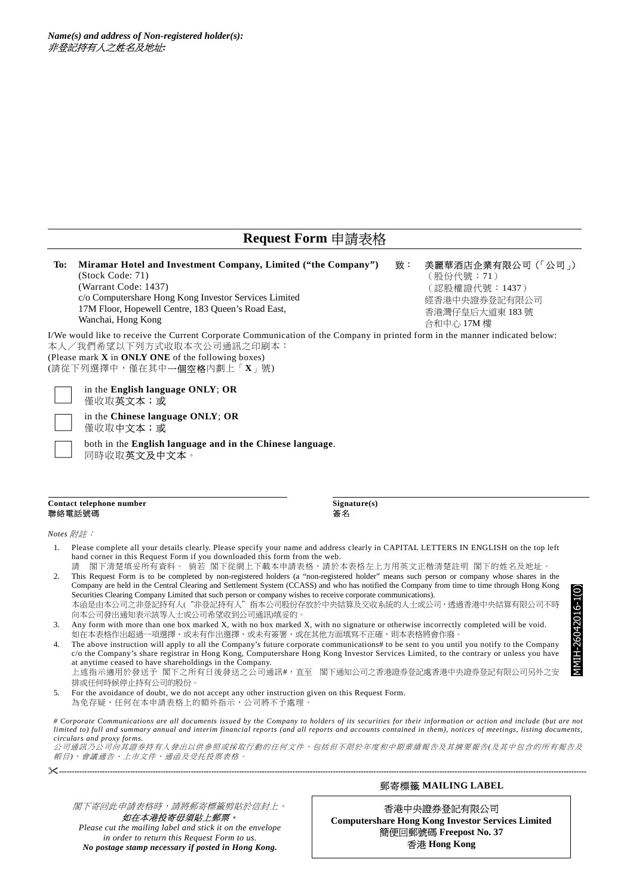*Name(s) and address of Non-registered holder(s):*
*非登記持有人之姓名及地址:*

# Request Form 申請表格

**To: Miramar Hotel and Investment Company, Limited ("the Company")**
(Stock Code: 71)
(Warrant Code: 1437)
c/o Computershare Hong Kong Investor Services Limited
17M Floor, Hopewell Centre, 183 Queen's Road East,
Wanchai, Hong Kong

致： 美麗華酒店企業有限公司（「公司」）
（股份代號：71）
（認股權證代號：1437）
經香港中央證券登記有限公司
香港灣仔皇后大道東 183 號
合和中心 17M 樓

I/We would like to receive the Current Corporate Communication of the Company in printed form in the manner indicated below:
本人／我們希望以下列方式收取本次公司通訊之印刷本：
(Please mark **X** in **ONLY ONE** of the following boxes)
(請從下列選擇中，僅在其中一個空格內劃上「**X**」號)

☐ in the **English language ONLY**; **OR**
僅收取英文本；或

☐ in the **Chinese language ONLY**; **OR**
僅收取中文本；或

☐ both in the **English language and in the Chinese language**.
同時收取英文及中文本。

**Contact telephone number**
**聯絡電話號碼**

**Signature(s)**
**簽名**

*Notes 附註：*

1. Please complete all your details clearly. Please specify your name and address clearly in CAPITAL LETTERS IN ENGLISH on the top left hand corner in this Request Form if you downloaded this form from the web.
請 閣下清楚填妥所有資料。 倘若 閣下從網上下載本申請表格，請於本表格左上方用英文正楷清楚註明 閣下的姓名及地址。
2. This Request Form is to be completed by non-registered holders (a "non-registered holder" means such person or company whose shares in the Company are held in the Central Clearing and Settlement System (CCASS) and who has notified the Company from time to time through Hong Kong Securities Clearing Company Limited that such person or company wishes to receive corporate communications).
本函是由本公司之非登記持有人("非登記持有人"指本公司股份存放於中央結算及交收系統的人士或公司，透過香港中央結算有限公司不時向本公司發出通知表示該等人士或公司希望收到公司通訊)填妥的。
3. Any form with more than one box marked X, with no box marked X, with no signature or otherwise incorrectly completed will be void.
如在本表格作出超過一項選擇、或未有作出選擇、或未有簽署、或在其他方面填寫不正確，則本表格將會作廢。
4. The above instruction will apply to all the Company's future corporate communications# to be sent to you until you notify to the Company c/o the Company's share registrar in Hong Kong, Computershare Hong Kong Investor Services Limited, to the contrary or unless you have at anytime ceased to have shareholdings in the Company.
上述指示適用於發送予 閣下之所有日後發送之公司通訊#，直至 閣下通知公司之香港證券登記處香港中央證券登記有限公司另外之安排或任何時候停止持有公司的股份。
5. For the avoidance of doubt, we do not accept any other instruction given on this Request Form.
為免存疑，任何在本申請表格上的額外指示，公司將不予處理。

*# Corporate Communications are all documents issued by the Company to holders of its securities for their information or action and include (but are not limited to) full and summary annual and interim financial reports (and all reports and accounts contained in them), notices of meetings, listing documents, circulars and proxy forms.*
*公司通訊乃公司向其證券持有人發出以供參照或採取行動的任何文件，包括但不限於年度和中期業績報告及其摘要報告(及其中包含的所有報告及帳目)、會議通告、上市文件、通函及受托投票表格。*

MMIH-26042016-1(0)

---

**郵寄標籤 MAILING LABEL**

*閣下寄回此申請表格時，請將郵寄標籤剪貼於信封上。*
***如在本港投寄毋須貼上郵票。***
*Please cut the mailing label and stick it on the envelope in order to return this Request Form to us.*
***No postage stamp necessary if posted in Hong Kong.***

香港中央證券登記有限公司
**Computershare Hong Kong Investor Services Limited**
簡便回郵號碼 **Freepost No. 37**
香港 **Hong Kong**